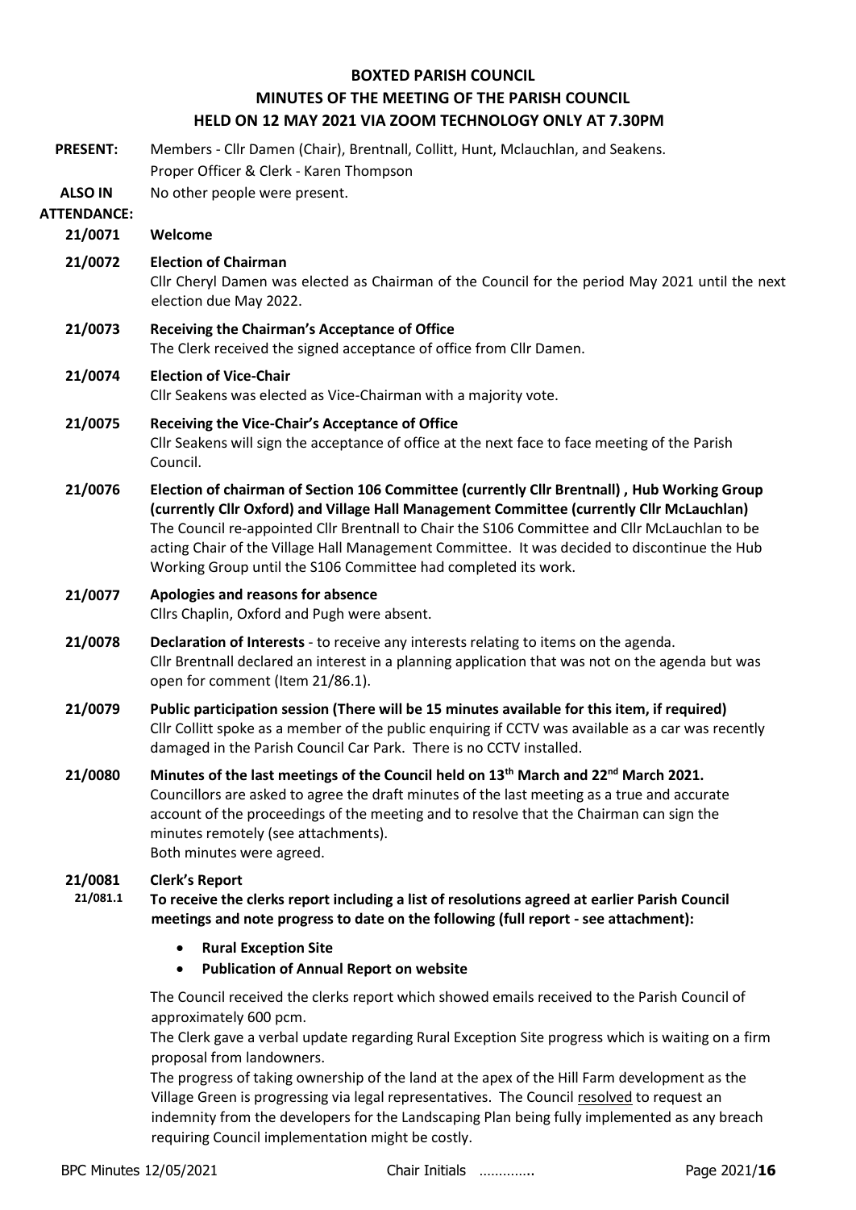# BOXTED PARISH COUNCIL
## MINUTES OF THE MEETING OF THE PARISH COUNCIL
## HELD ON 12 MAY 2021 VIA ZOOM TECHNOLOGY ONLY AT 7.30PM

**PRESENT:** Members - Cllr Damen (Chair), Brentnall, Collitt, Hunt, Mclauchlan, and Seakens.
Proper Officer & Clerk - Karen Thompson

**ALSO IN ATTENDANCE:** No other people were present.

**21/0071 Welcome**

**21/0072 Election of Chairman**
Cllr Cheryl Damen was elected as Chairman of the Council for the period May 2021 until the next election due May 2022.

**21/0073 Receiving the Chairman's Acceptance of Office**
The Clerk received the signed acceptance of office from Cllr Damen.

**21/0074 Election of Vice-Chair**
Cllr Seakens was elected as Vice-Chairman with a majority vote.

**21/0075 Receiving the Vice-Chair's Acceptance of Office**
Cllr Seakens will sign the acceptance of office at the next face to face meeting of the Parish Council.

**21/0076 Election of chairman of Section 106 Committee (currently Cllr Brentnall) , Hub Working Group (currently Cllr Oxford) and Village Hall Management Committee (currently Cllr McLauchlan)**
The Council re-appointed Cllr Brentnall to Chair the S106 Committee and Cllr McLauchlan to be acting Chair of the Village Hall Management Committee. It was decided to discontinue the Hub Working Group until the S106 Committee had completed its work.

**21/0077 Apologies and reasons for absence**
Cllrs Chaplin, Oxford and Pugh were absent.

**21/0078 Declaration of Interests** - to receive any interests relating to items on the agenda.
Cllr Brentnall declared an interest in a planning application that was not on the agenda but was open for comment (Item 21/86.1).

**21/0079 Public participation session (There will be 15 minutes available for this item, if required)**
Cllr Collitt spoke as a member of the public enquiring if CCTV was available as a car was recently damaged in the Parish Council Car Park. There is no CCTV installed.

**21/0080 Minutes of the last meetings of the Council held on 13th March and 22nd March 2021.**
Councillors are asked to agree the draft minutes of the last meeting as a true and accurate account of the proceedings of the meeting and to resolve that the Chairman can sign the minutes remotely (see attachments).
Both minutes were agreed.

**21/0081 Clerk's Report**

**21/081.1 To receive the clerks report including a list of resolutions agreed at earlier Parish Council meetings and note progress to date on the following (full report - see attachment):**

- **Rural Exception Site**
- **Publication of Annual Report on website**

The Council received the clerks report which showed emails received to the Parish Council of approximately 600 pcm.

The Clerk gave a verbal update regarding Rural Exception Site progress which is waiting on a firm proposal from landowners.

The progress of taking ownership of the land at the apex of the Hill Farm development as the Village Green is progressing via legal representatives. The Council resolved to request an indemnity from the developers for the Landscaping Plan being fully implemented as any breach requiring Council implementation might be costly.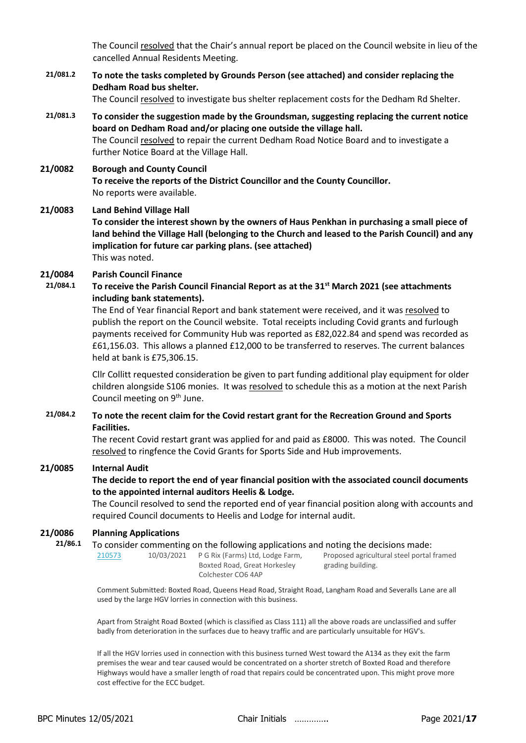The Council resolved that the Chair's annual report be placed on the Council website in lieu of the cancelled Annual Residents Meeting.

**21/081.2 To note the tasks completed by Grounds Person (see attached) and consider replacing the Dedham Road bus shelter.**

The Council resolved to investigate bus shelter replacement costs for the Dedham Rd Shelter.

**21/081.3 To consider the suggestion made by the Groundsman, suggesting replacing the current notice board on Dedham Road and/or placing one outside the village hall.**

The Council resolved to repair the current Dedham Road Notice Board and to investigate a further Notice Board at the Village Hall.

**21/0082 Borough and County Council**

**To receive the reports of the District Councillor and the County Councillor.**

No reports were available.

**21/0083 Land Behind Village Hall**

**To consider the interest shown by the owners of Haus Penkhan in purchasing a small piece of land behind the Village Hall (belonging to the Church and leased to the Parish Council) and any implication for future car parking plans. (see attached)**

This was noted.

**21/0084 Parish Council Finance**

**21/084.1 To receive the Parish Council Financial Report as at the 31st March 2021 (see attachments including bank statements).**

The End of Year financial Report and bank statement were received, and it was resolved to publish the report on the Council website. Total receipts including Covid grants and furlough payments received for Community Hub was reported as £82,022.84 and spend was recorded as £61,156.03. This allows a planned £12,000 to be transferred to reserves. The current balances held at bank is £75,306.15.

Cllr Collitt requested consideration be given to part funding additional play equipment for older children alongside S106 monies. It was resolved to schedule this as a motion at the next Parish Council meeting on 9th June.

**21/084.2 To note the recent claim for the Covid restart grant for the Recreation Ground and Sports Facilities.**

The recent Covid restart grant was applied for and paid as £8000. This was noted. The Council resolved to ringfence the Covid Grants for Sports Side and Hub improvements.

**21/0085 Internal Audit**

**The decide to report the end of year financial position with the associated council documents to the appointed internal auditors Heelis & Lodge.**

The Council resolved to send the reported end of year financial position along with accounts and required Council documents to Heelis and Lodge for internal audit.

**21/0086 Planning Applications**

**21/86.1** To consider commenting on the following applications and noting the decisions made:

| 210573 | 10/03/2021 | P G Rix (Farms) Ltd, Lodge Farm, Boxted Road, Great Horkesley Colchester CO6 4AP | Proposed agricultural steel portal framed grading building. |
|---|---|---|---|

Comment Submitted: Boxted Road, Queens Head Road, Straight Road, Langham Road and Severalls Lane are all used by the large HGV lorries in connection with this business.

Apart from Straight Road Boxted (which is classified as Class 111) all the above roads are unclassified and suffer badly from deterioration in the surfaces due to heavy traffic and are particularly unsuitable for HGV's.

If all the HGV lorries used in connection with this business turned West toward the A134 as they exit the farm premises the wear and tear caused would be concentrated on a shorter stretch of Boxted Road and therefore Highways would have a smaller length of road that repairs could be concentrated upon. This might prove more cost effective for the ECC budget.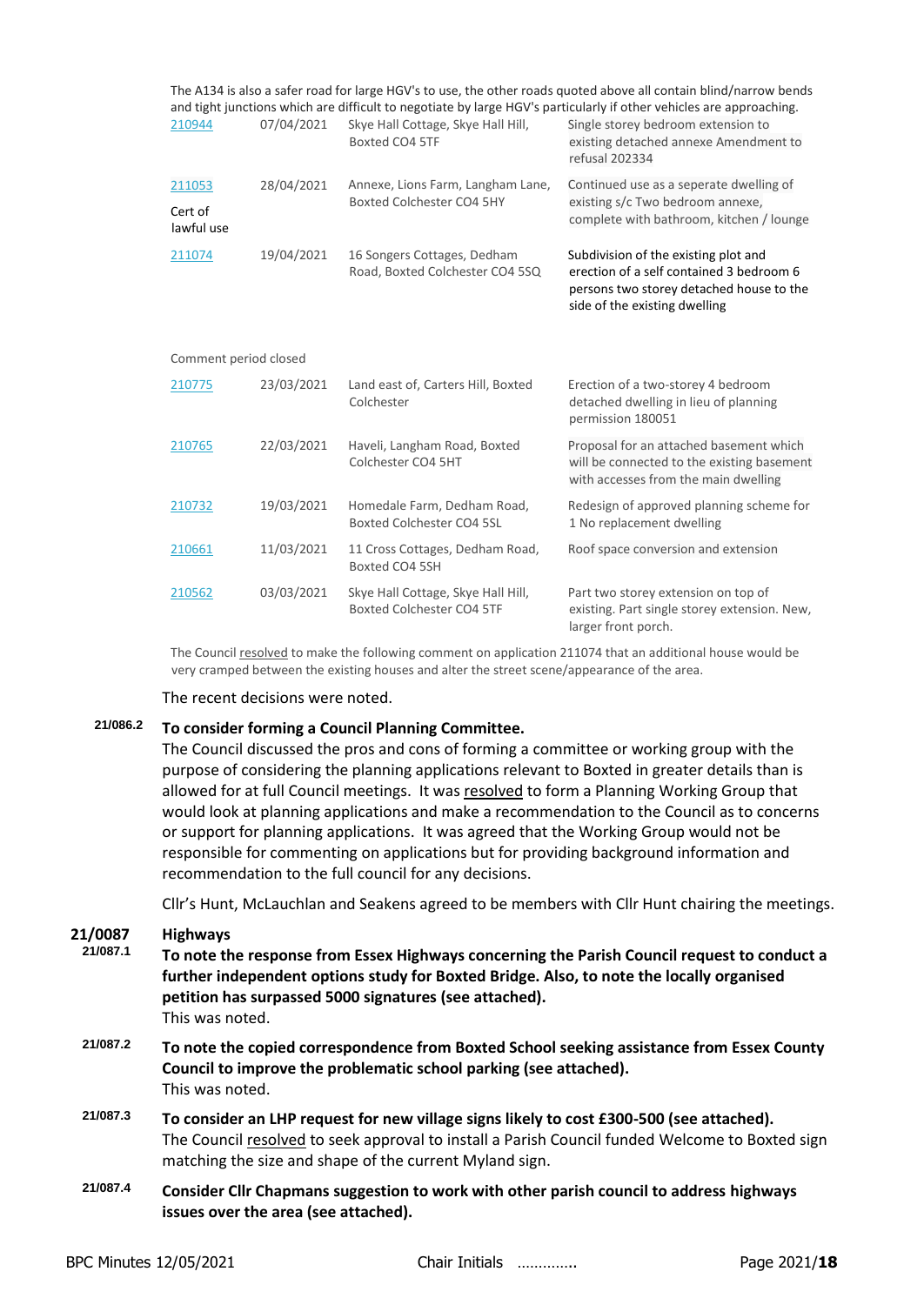The A134 is also a safer road for large HGV's to use, the other roads quoted above all contain blind/narrow bends and tight junctions which are difficult to negotiate by large HGV's particularly if other vehicles are approaching.

| | | | |
|---|---|---|---|
| 210944 | 07/04/2021 | Skye Hall Cottage, Skye Hall Hill, Boxted CO4 5TF | Single storey bedroom extension to existing detached annexe Amendment to refusal 202334 |
| 211053 Cert of lawful use | 28/04/2021 | Annexe, Lions Farm, Langham Lane, Boxted Colchester CO4 5HY | Continued use as a seperate dwelling of existing s/c Two bedroom annexe, complete with bathroom, kitchen / lounge |
| 211074 | 19/04/2021 | 16 Songers Cottages, Dedham Road, Boxted Colchester CO4 5SQ | Subdivision of the existing plot and erection of a self contained 3 bedroom 6 persons two storey detached house to the side of the existing dwelling |

Comment period closed

| | | | |
|---|---|---|---|
| 210775 | 23/03/2021 | Land east of, Carters Hill, Boxted Colchester | Erection of a two-storey 4 bedroom detached dwelling in lieu of planning permission 180051 |
| 210765 | 22/03/2021 | Haveli, Langham Road, Boxted Colchester CO4 5HT | Proposal for an attached basement which will be connected to the existing basement with accesses from the main dwelling |
| 210732 | 19/03/2021 | Homedale Farm, Dedham Road, Boxted Colchester CO4 5SL | Redesign of approved planning scheme for 1 No replacement dwelling |
| 210661 | 11/03/2021 | 11 Cross Cottages, Dedham Road, Boxted CO4 5SH | Roof space conversion and extension |
| 210562 | 03/03/2021 | Skye Hall Cottage, Skye Hall Hill, Boxted Colchester CO4 5TF | Part two storey extension on top of existing. Part single storey extension. New, larger front porch. |

The Council resolved to make the following comment on application 211074 that an additional house would be very cramped between the existing houses and alter the street scene/appearance of the area.

The recent decisions were noted.

**21/086.2** **To consider forming a Council Planning Committee.**
The Council discussed the pros and cons of forming a committee or working group with the purpose of considering the planning applications relevant to Boxted in greater details than is allowed for at full Council meetings. It was resolved to form a Planning Working Group that would look at planning applications and make a recommendation to the Council as to concerns or support for planning applications. It was agreed that the Working Group would not be responsible for commenting on applications but for providing background information and recommendation to the full council for any decisions.

Cllr's Hunt, McLauchlan and Seakens agreed to be members with Cllr Hunt chairing the meetings.

## 21/0087 Highways

**21/087.1** **To note the response from Essex Highways concerning the Parish Council request to conduct a further independent options study for Boxted Bridge. Also, to note the locally organised petition has surpassed 5000 signatures (see attached).**
This was noted.

**21/087.2** **To note the copied correspondence from Boxted School seeking assistance from Essex County Council to improve the problematic school parking (see attached).**
This was noted.

**21/087.3** **To consider an LHP request for new village signs likely to cost £300-500 (see attached).**
The Council resolved to seek approval to install a Parish Council funded Welcome to Boxted sign matching the size and shape of the current Myland sign.

**21/087.4** **Consider Cllr Chapmans suggestion to work with other parish council to address highways issues over the area (see attached).**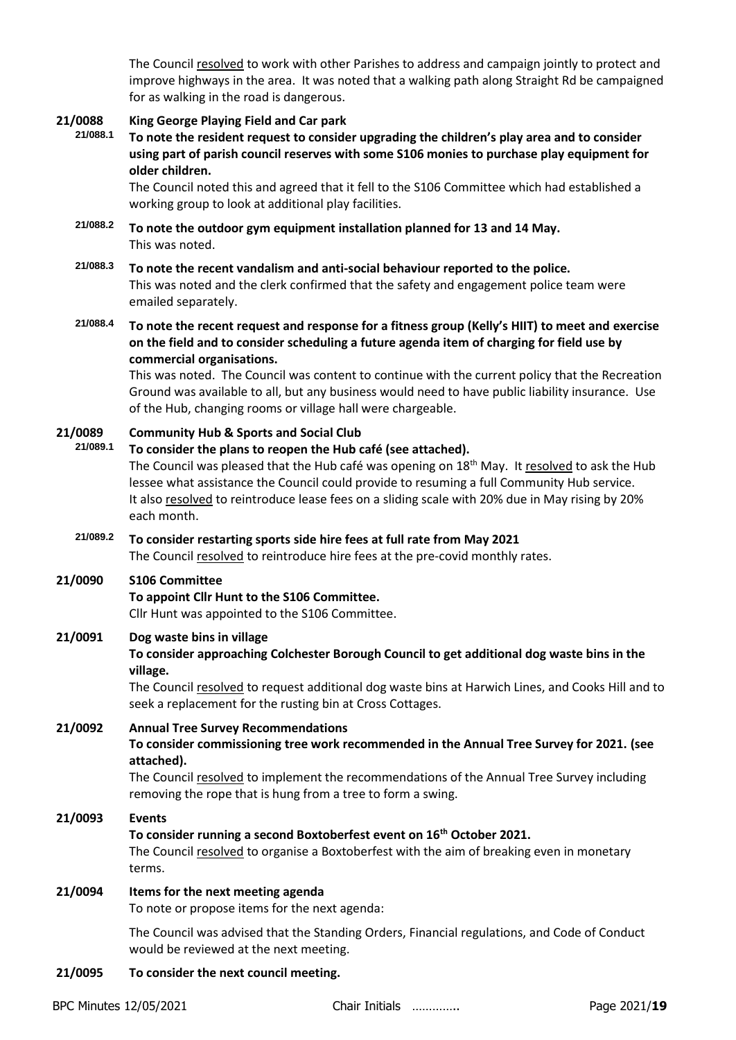The Council resolved to work with other Parishes to address and campaign jointly to protect and improve highways in the area. It was noted that a walking path along Straight Rd be campaigned for as walking in the road is dangerous.

**21/0088 King George Playing Field and Car park**

**21/088.1 To note the resident request to consider upgrading the children's play area and to consider using part of parish council reserves with some S106 monies to purchase play equipment for older children.**

The Council noted this and agreed that it fell to the S106 Committee which had established a working group to look at additional play facilities.

**21/088.2 To note the outdoor gym equipment installation planned for 13 and 14 May.**

This was noted.

**21/088.3 To note the recent vandalism and anti-social behaviour reported to the police.**

This was noted and the clerk confirmed that the safety and engagement police team were emailed separately.

**21/088.4 To note the recent request and response for a fitness group (Kelly's HIIT) to meet and exercise on the field and to consider scheduling a future agenda item of charging for field use by commercial organisations.**

This was noted. The Council was content to continue with the current policy that the Recreation Ground was available to all, but any business would need to have public liability insurance. Use of the Hub, changing rooms or village hall were chargeable.

**21/0089 Community Hub & Sports and Social Club**

**21/089.1 To consider the plans to reopen the Hub café (see attached).**

The Council was pleased that the Hub café was opening on 18th May. It resolved to ask the Hub lessee what assistance the Council could provide to resuming a full Community Hub service. It also resolved to reintroduce lease fees on a sliding scale with 20% due in May rising by 20% each month.

**21/089.2 To consider restarting sports side hire fees at full rate from May 2021**

The Council resolved to reintroduce hire fees at the pre-covid monthly rates.

**21/0090 S106 Committee**

**To appoint Cllr Hunt to the S106 Committee.**

Cllr Hunt was appointed to the S106 Committee.

**21/0091 Dog waste bins in village**

**To consider approaching Colchester Borough Council to get additional dog waste bins in the village.**

The Council resolved to request additional dog waste bins at Harwich Lines, and Cooks Hill and to seek a replacement for the rusting bin at Cross Cottages.

**21/0092 Annual Tree Survey Recommendations**

**To consider commissioning tree work recommended in the Annual Tree Survey for 2021. (see attached).**

The Council resolved to implement the recommendations of the Annual Tree Survey including removing the rope that is hung from a tree to form a swing.

**21/0093 Events**

**To consider running a second Boxtoberfest event on 16th October 2021.**

The Council resolved to organise a Boxtoberfest with the aim of breaking even in monetary terms.

**21/0094 Items for the next meeting agenda**

To note or propose items for the next agenda:

The Council was advised that the Standing Orders, Financial regulations, and Code of Conduct would be reviewed at the next meeting.

**21/0095 To consider the next council meeting.**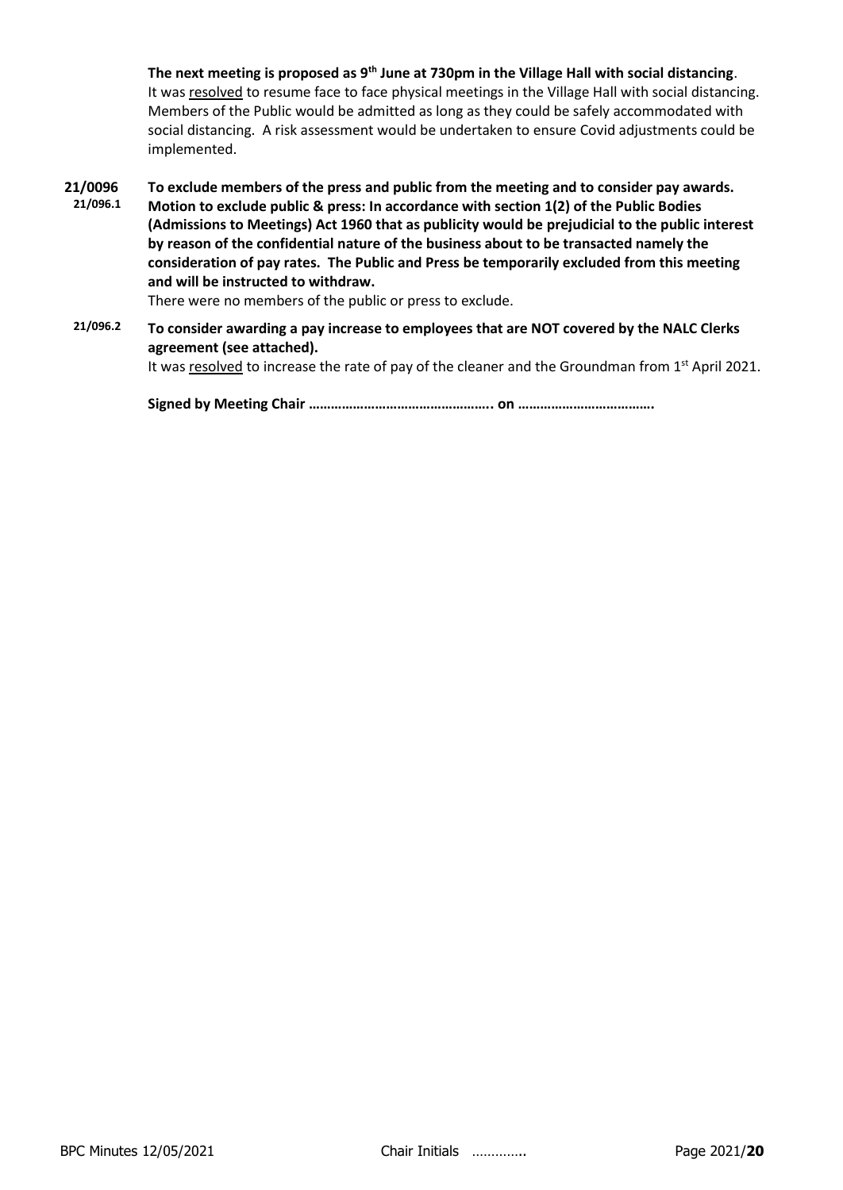**The next meeting is proposed as 9th June at 730pm in the Village Hall with social distancing**.
It was resolved to resume face to face physical meetings in the Village Hall with social distancing. Members of the Public would be admitted as long as they could be safely accommodated with social distancing. A risk assessment would be undertaken to ensure Covid adjustments could be implemented.

**21/0096 To exclude members of the press and public from the meeting and to consider pay awards.**

**21/096.1 Motion to exclude public & press: In accordance with section 1(2) of the Public Bodies (Admissions to Meetings) Act 1960 that as publicity would be prejudicial to the public interest by reason of the confidential nature of the business about to be transacted namely the consideration of pay rates. The Public and Press be temporarily excluded from this meeting and will be instructed to withdraw.**

There were no members of the public or press to exclude.

**21/096.2 To consider awarding a pay increase to employees that are NOT covered by the NALC Clerks agreement (see attached).**

It was resolved to increase the rate of pay of the cleaner and the Groundman from 1st April 2021.

**Signed by Meeting Chair ………………………………………….. on ………………………………..**

BPC Minutes 12/05/2021 Chair Initials ………….